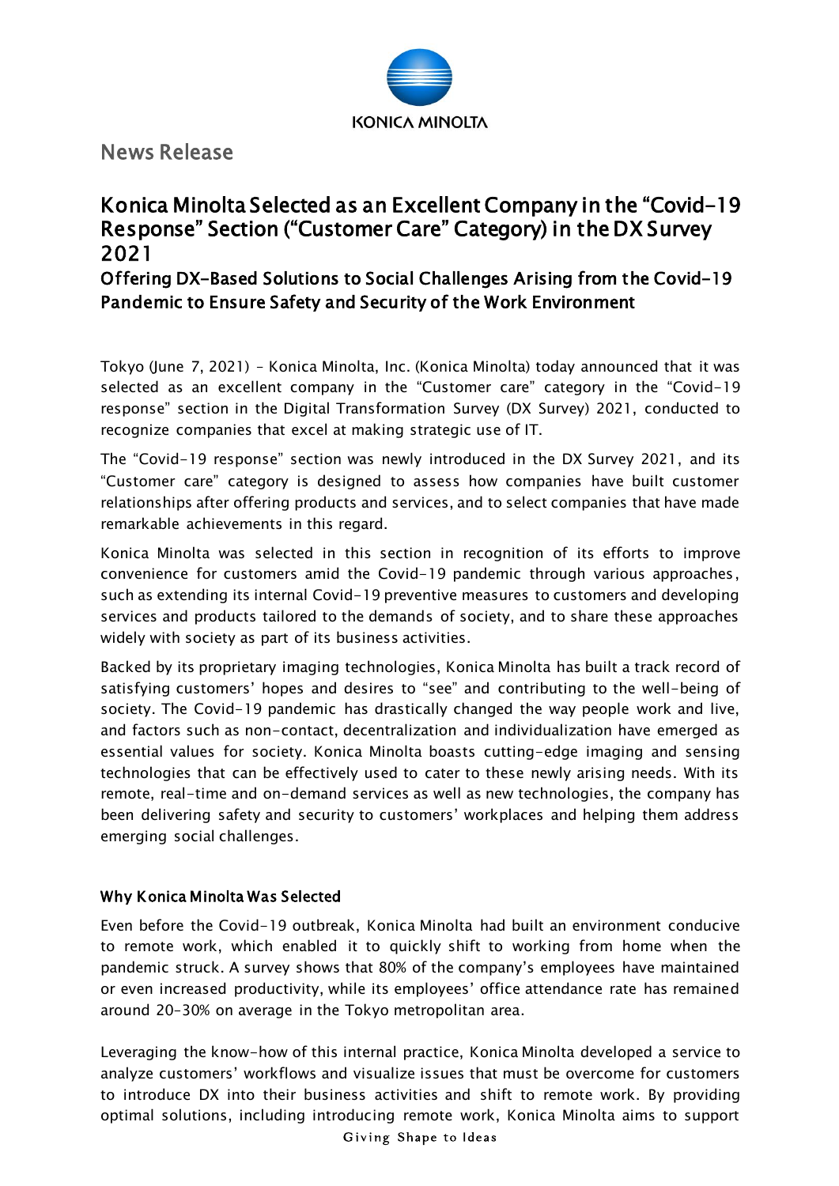News Release

# Konica Minolta Selected as an Excellent Company in the “Covid-19 Response” Section (“Customer Care” Category) in the DX Survey 2021

## Offering DX-Based Solutions to Social Challenges Arising from the Covid-19 Pandemic to Ensure Safety and Security of the Work Environment

Tokyo (June 7, 2021) – Konica Minolta, Inc. (Konica Minolta) today announced that it was selected as an excellent company in the “Customer care” category in the “Covid-19 response” section in the Digital Transformation Survey (DX Survey) 2021, conducted to recognize companies that excel at making strategic use of IT.

The “Covid-19 response” section was newly introduced in the DX Survey 2021, and its “Customer care” category is designed to assess how companies have built customer relationships after offering products and services, and to select companies that have made remarkable achievements in this regard.

Konica Minolta was selected in this section in recognition of its efforts to improve convenience for customers amid the Covid-19 pandemic through various approaches, such as extending its internal Covid-19 preventive measures to customers and developing services and products tailored to the demands of society, and to share these approaches widely with society as part of its business activities.

Backed by its proprietary imaging technologies, Konica Minolta has built a track record of satisfying customers’ hopes and desires to “see” and contributing to the well-being of society. The Covid-19 pandemic has drastically changed the way people work and live, and factors such as non-contact, decentralization and individualization have emerged as essential values for society. Konica Minolta boasts cutting-edge imaging and sensing technologies that can be effectively used to cater to these newly arising needs. With its remote, real-time and on-demand services as well as new technologies, the company has been delivering safety and security to customers’ workplaces and helping them address emerging social challenges.

### Why Konica Minolta Was Selected

Even before the Covid-19 outbreak, Konica Minolta had built an environment conducive to remote work, which enabled it to quickly shift to working from home when the pandemic struck. A survey shows that 80% of the company’s employees have maintained or even increased productivity, while its employees’ office attendance rate has remained around 20-30% on average in the Tokyo metropolitan area.

Leveraging the know-how of this internal practice, Konica Minolta developed a service to analyze customers’ workflows and visualize issues that must be overcome for customers to introduce DX into their business activities and shift to remote work. By providing optimal solutions, including introducing remote work, Konica Minolta aims to support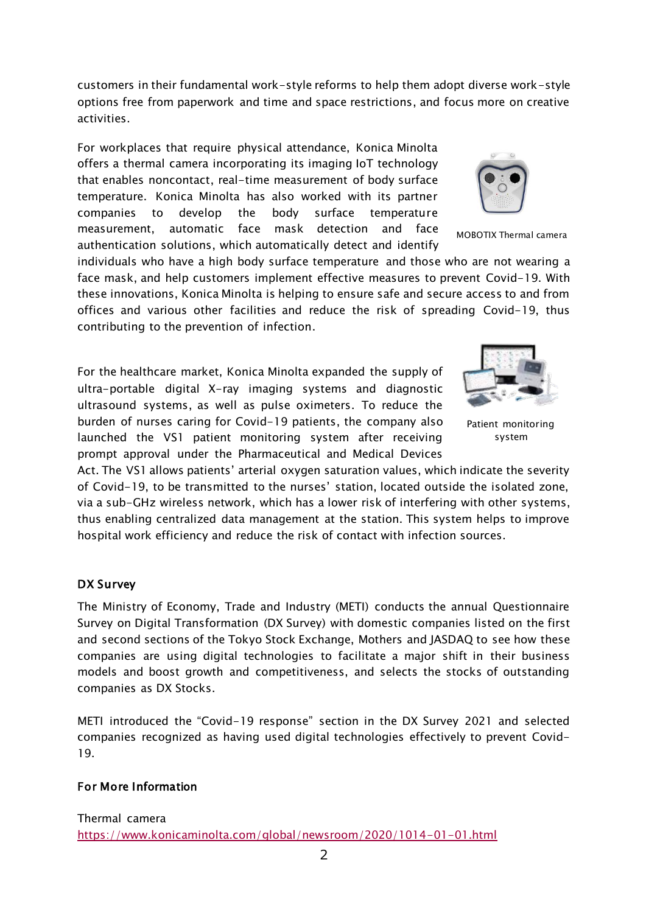customers in their fundamental work-style reforms to help them adopt diverse work-style options free from paperwork and time and space restrictions, and focus more on creative activities.

For workplaces that require physical attendance, Konica Minolta offers a thermal camera incorporating its imaging IoT technology that enables noncontact, real-time measurement of body surface temperature. Konica Minolta has also worked with its partner companies to develop the body surface temperature measurement, automatic face mask detection and face authentication solutions, which automatically detect and identify individuals who have a high body surface temperature and those who are not wearing a face mask, and help customers implement effective measures to prevent Covid-19. With these innovations, Konica Minolta is helping to ensure safe and secure access to and from offices and various other facilities and reduce the risk of spreading Covid-19, thus contributing to the prevention of infection.

MOBOTIX Thermal camera

For the healthcare market, Konica Minolta expanded the supply of ultra-portable digital X-ray imaging systems and diagnostic ultrasound systems, as well as pulse oximeters. To reduce the burden of nurses caring for Covid-19 patients, the company also launched the VS1 patient monitoring system after receiving prompt approval under the Pharmaceutical and Medical Devices Act. The VS1 allows patients' arterial oxygen saturation values, which indicate the severity of Covid-19, to be transmitted to the nurses' station, located outside the isolated zone, via a sub-GHz wireless network, which has a lower risk of interfering with other systems, thus enabling centralized data management at the station. This system helps to improve hospital work efficiency and reduce the risk of contact with infection sources.

Patient monitoring system

**DX Survey**

The Ministry of Economy, Trade and Industry (METI) conducts the annual Questionnaire Survey on Digital Transformation (DX Survey) with domestic companies listed on the first and second sections of the Tokyo Stock Exchange, Mothers and JASDAQ to see how these companies are using digital technologies to facilitate a major shift in their business models and boost growth and competitiveness, and selects the stocks of outstanding companies as DX Stocks.

METI introduced the "Covid-19 response" section in the DX Survey 2021 and selected companies recognized as having used digital technologies effectively to prevent Covid-19.

**For More Information**

Thermal camera
https://www.konicaminolta.com/global/newsroom/2020/1014-01-01.html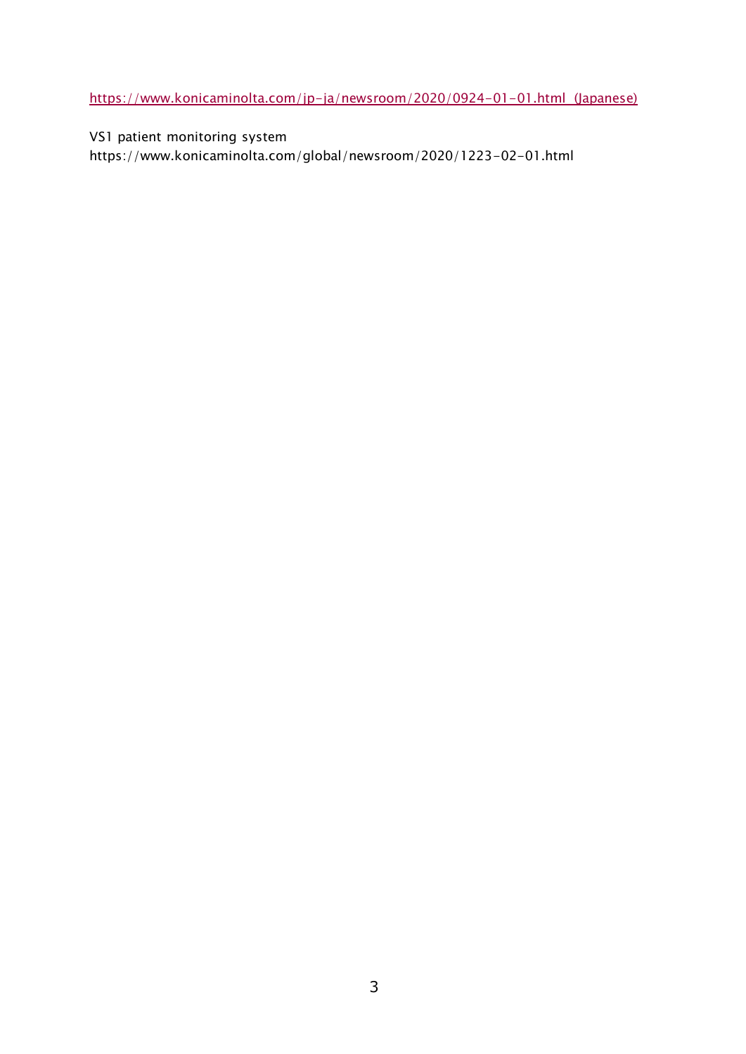[https://www.konicaminolta.com/jp-ja/newsroom/2020/0924-01-01.html (Japanese)](https://www.konicaminolta.com/jp-ja/newsroom/2020/0924-01-01.html)

VS1 patient monitoring system
https://www.konicaminolta.com/global/newsroom/2020/1223-02-01.html